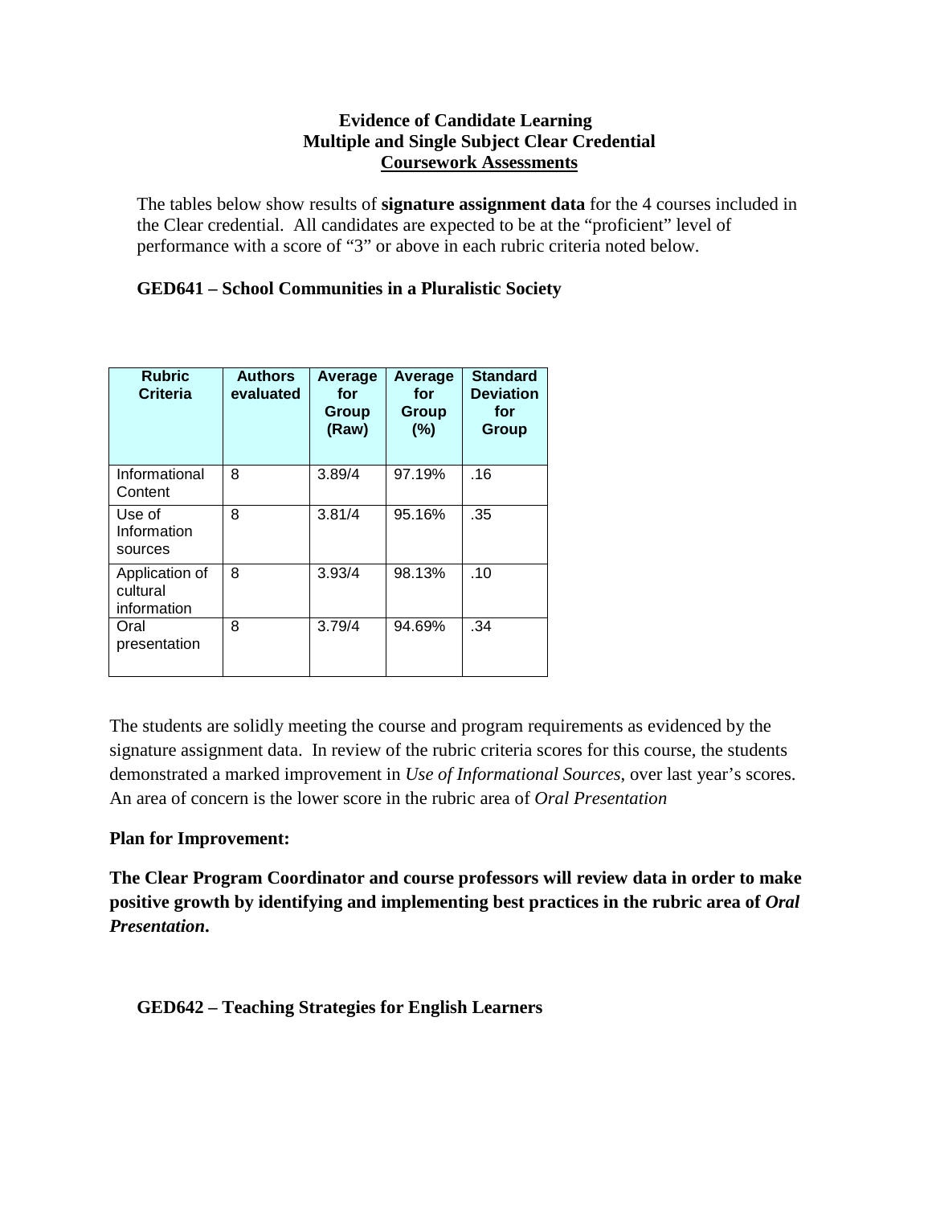# Evidence of Candidate Learning
## Multiple and Single Subject Clear Credential
## Coursework Assessments

The tables below show results of **signature assignment data** for the 4 courses included in the Clear credential. All candidates are expected to be at the "proficient" level of performance with a score of "3" or above in each rubric criteria noted below.

### GED641 – School Communities in a Pluralistic Society

| Rubric Criteria | Authors evaluated | Average for Group (Raw) | Average for Group (%) | Standard Deviation for Group |
|---|---|---|---|---|
| Informational Content | 8 | 3.89/4 | 97.19% | .16 |
| Use of Information sources | 8 | 3.81/4 | 95.16% | .35 |
| Application of cultural information | 8 | 3.93/4 | 98.13% | .10 |
| Oral presentation | 8 | 3.79/4 | 94.69% | .34 |

The students are solidly meeting the course and program requirements as evidenced by the signature assignment data. In review of the rubric criteria scores for this course, the students demonstrated a marked improvement in *Use of Informational Sources*, over last year's scores. An area of concern is the lower score in the rubric area of *Oral Presentation*

**Plan for Improvement:**

**The Clear Program Coordinator and course professors will review data in order to make positive growth by identifying and implementing best practices in the rubric area of *Oral Presentation*.**

### GED642 – Teaching Strategies for English Learners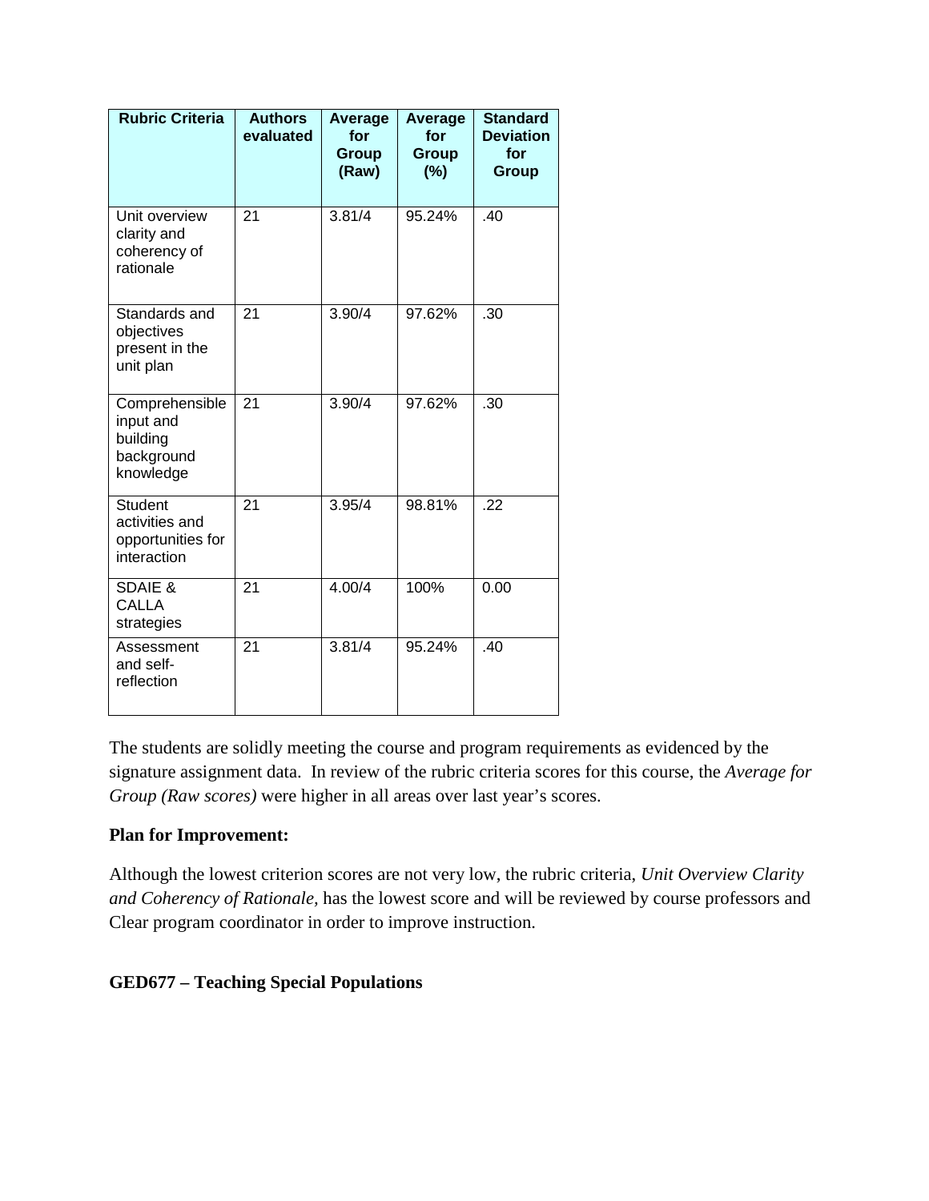| Rubric Criteria | Authors evaluated | Average for Group (Raw) | Average for Group (%) | Standard Deviation for Group |
|---|---|---|---|---|
| Unit overview clarity and coherency of rationale | 21 | 3.81/4 | 95.24% | .40 |
| Standards and objectives present in the unit plan | 21 | 3.90/4 | 97.62% | .30 |
| Comprehensible input and building background knowledge | 21 | 3.90/4 | 97.62% | .30 |
| Student activities and opportunities for interaction | 21 | 3.95/4 | 98.81% | .22 |
| SDAIE & CALLA strategies | 21 | 4.00/4 | 100% | 0.00 |
| Assessment and self-reflection | 21 | 3.81/4 | 95.24% | .40 |

The students are solidly meeting the course and program requirements as evidenced by the signature assignment data. In review of the rubric criteria scores for this course, the *Average for Group (Raw scores)* were higher in all areas over last year's scores.

**Plan for Improvement:**

Although the lowest criterion scores are not very low, the rubric criteria, *Unit Overview Clarity and Coherency of Rationale*, has the lowest score and will be reviewed by course professors and Clear program coordinator in order to improve instruction.

**GED677 – Teaching Special Populations**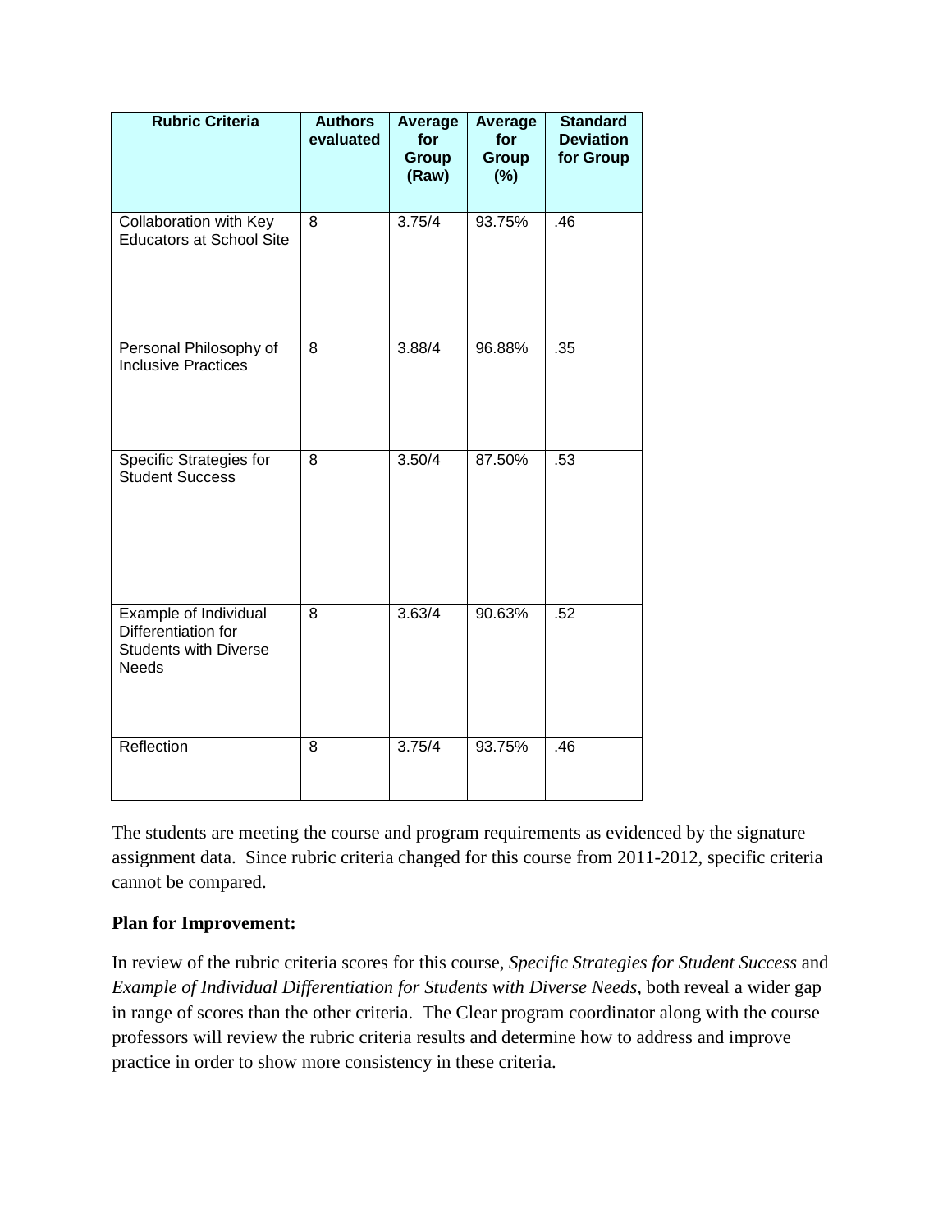| Rubric Criteria | Authors evaluated | Average for Group (Raw) | Average for Group (%) | Standard Deviation for Group |
|---|---|---|---|---|
| Collaboration with Key Educators at School Site | 8 | 3.75/4 | 93.75% | .46 |
| Personal Philosophy of Inclusive Practices | 8 | 3.88/4 | 96.88% | .35 |
| Specific Strategies for Student Success | 8 | 3.50/4 | 87.50% | .53 |
| Example of Individual Differentiation for Students with Diverse Needs | 8 | 3.63/4 | 90.63% | .52 |
| Reflection | 8 | 3.75/4 | 93.75% | .46 |

The students are meeting the course and program requirements as evidenced by the signature assignment data. Since rubric criteria changed for this course from 2011-2012, specific criteria cannot be compared.

**Plan for Improvement:**

In review of the rubric criteria scores for this course, *Specific Strategies for Student Success* and *Example of Individual Differentiation for Students with Diverse Needs,* both reveal a wider gap in range of scores than the other criteria. The Clear program coordinator along with the course professors will review the rubric criteria results and determine how to address and improve practice in order to show more consistency in these criteria.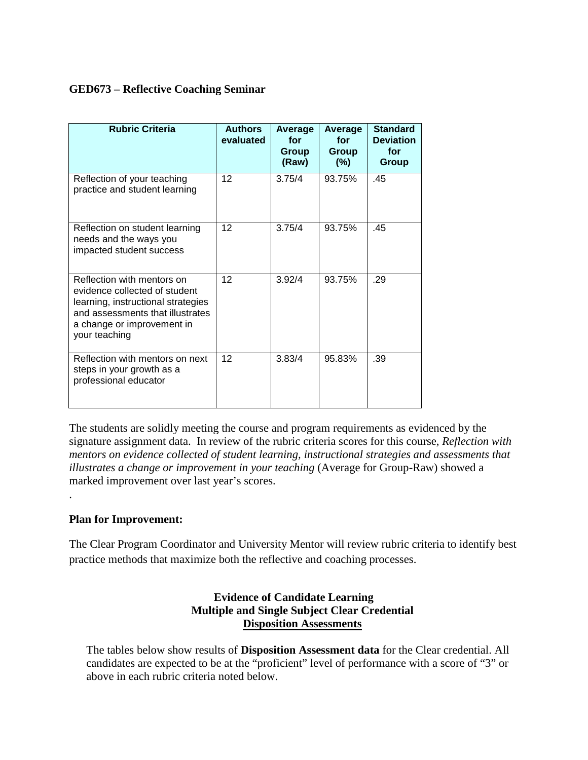**GED673 – Reflective Coaching Seminar**

| Rubric Criteria | Authors evaluated | Average for Group (Raw) | Average for Group (%) | Standard Deviation for Group |
|---|---|---|---|---|
| Reflection of your teaching practice and student learning | 12 | 3.75/4 | 93.75% | .45 |
| Reflection on student learning needs and the ways you impacted student success | 12 | 3.75/4 | 93.75% | .45 |
| Reflection with mentors on evidence collected of student learning, instructional strategies and assessments that illustrates a change or improvement in your teaching | 12 | 3.92/4 | 93.75% | .29 |
| Reflection with mentors on next steps in your growth as a professional educator | 12 | 3.83/4 | 95.83% | .39 |

The students are solidly meeting the course and program requirements as evidenced by the signature assignment data. In review of the rubric criteria scores for this course, *Reflection with mentors on evidence collected of student learning, instructional strategies and assessments that illustrates a change or improvement in your teaching* (Average for Group-Raw) showed a marked improvement over last year's scores.

.

**Plan for Improvement:**

The Clear Program Coordinator and University Mentor will review rubric criteria to identify best practice methods that maximize both the reflective and coaching processes.

**Evidence of Candidate Learning**
**Multiple and Single Subject Clear Credential**
**Disposition Assessments**

The tables below show results of **Disposition Assessment data** for the Clear credential. All candidates are expected to be at the "proficient" level of performance with a score of "3" or above in each rubric criteria noted below.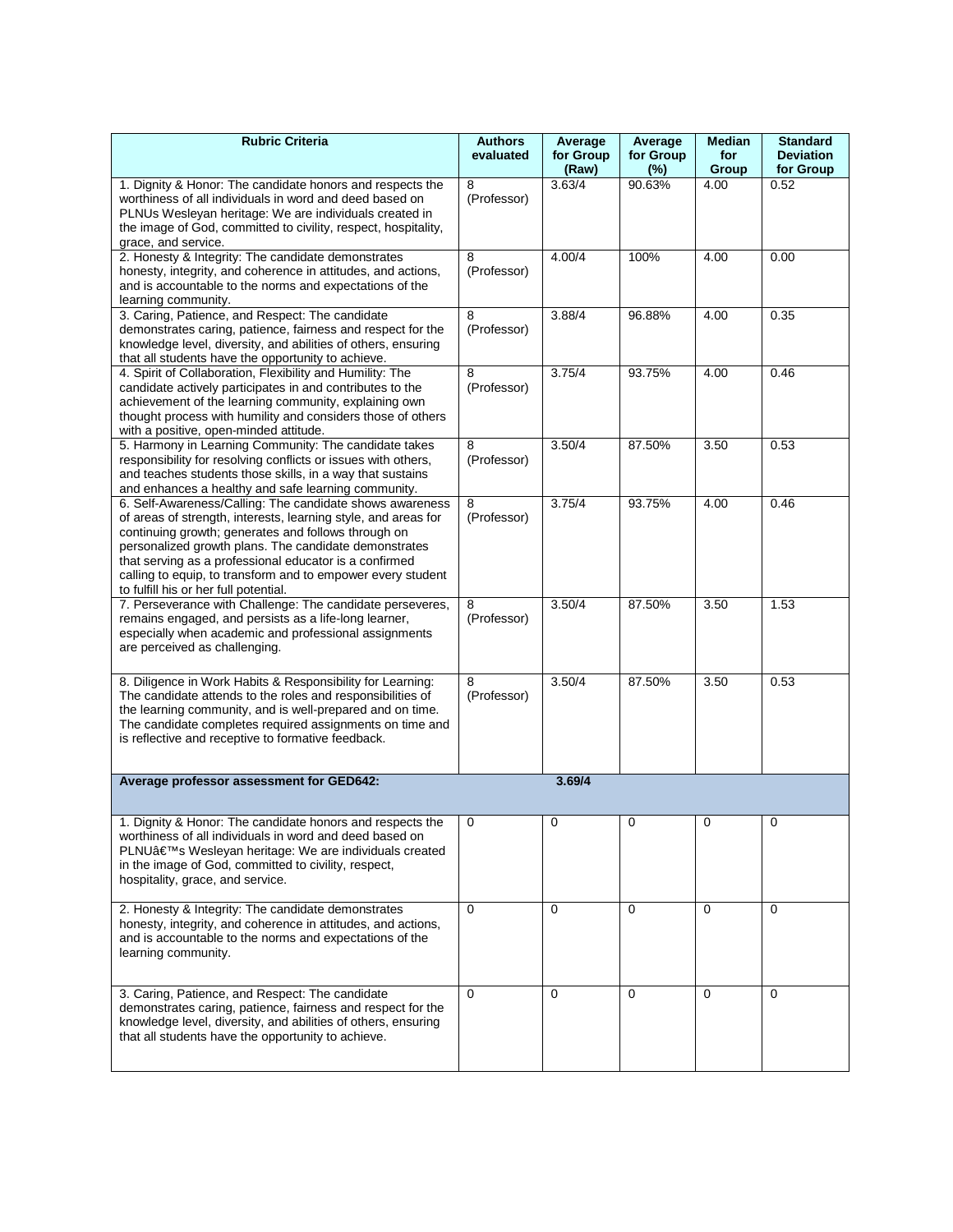| Rubric Criteria | Authors evaluated | Average for Group (Raw) | Average for Group (%) | Median for Group | Standard Deviation for Group |
|---|---|---|---|---|---|
| 1. Dignity & Honor: The candidate honors and respects the worthiness of all individuals in word and deed based on PLNUs Wesleyan heritage: We are individuals created in the image of God, committed to civility, respect, hospitality, grace, and service. | 8 (Professor) | 3.63/4 | 90.63% | 4.00 | 0.52 |
| 2. Honesty & Integrity: The candidate demonstrates honesty, integrity, and coherence in attitudes, and actions, and is accountable to the norms and expectations of the learning community. | 8 (Professor) | 4.00/4 | 100% | 4.00 | 0.00 |
| 3. Caring, Patience, and Respect: The candidate demonstrates caring, patience, fairness and respect for the knowledge level, diversity, and abilities of others, ensuring that all students have the opportunity to achieve. | 8 (Professor) | 3.88/4 | 96.88% | 4.00 | 0.35 |
| 4. Spirit of Collaboration, Flexibility and Humility: The candidate actively participates in and contributes to the achievement of the learning community, explaining own thought process with humility and considers those of others with a positive, open-minded attitude. | 8 (Professor) | 3.75/4 | 93.75% | 4.00 | 0.46 |
| 5. Harmony in Learning Community: The candidate takes responsibility for resolving conflicts or issues with others, and teaches students those skills, in a way that sustains and enhances a healthy and safe learning community. | 8 (Professor) | 3.50/4 | 87.50% | 3.50 | 0.53 |
| 6. Self-Awareness/Calling: The candidate shows awareness of areas of strength, interests, learning style, and areas for continuing growth; generates and follows through on personalized growth plans. The candidate demonstrates that serving as a professional educator is a confirmed calling to equip, to transform and to empower every student to fulfill his or her full potential. | 8 (Professor) | 3.75/4 | 93.75% | 4.00 | 0.46 |
| 7. Perseverance with Challenge: The candidate perseveres, remains engaged, and persists as a life-long learner, especially when academic and professional assignments are perceived as challenging. | 8 (Professor) | 3.50/4 | 87.50% | 3.50 | 1.53 |
| 8. Diligence in Work Habits & Responsibility for Learning: The candidate attends to the roles and responsibilities of the learning community, and is well-prepared and on time. The candidate completes required assignments on time and is reflective and receptive to formative feedback. | 8 (Professor) | 3.50/4 | 87.50% | 3.50 | 0.53 |
| **Average professor assessment for GED642:** | | **3.69/4** | | | |
| 1. Dignity & Honor: The candidate honors and respects the worthiness of all individuals in word and deed based on PLNUâ€™s Wesleyan heritage: We are individuals created in the image of God, committed to civility, respect, hospitality, grace, and service. | 0 | 0 | 0 | 0 | 0 |
| 2. Honesty & Integrity: The candidate demonstrates honesty, integrity, and coherence in attitudes, and actions, and is accountable to the norms and expectations of the learning community. | 0 | 0 | 0 | 0 | 0 |
| 3. Caring, Patience, and Respect: The candidate demonstrates caring, patience, fairness and respect for the knowledge level, diversity, and abilities of others, ensuring that all students have the opportunity to achieve. | 0 | 0 | 0 | 0 | 0 |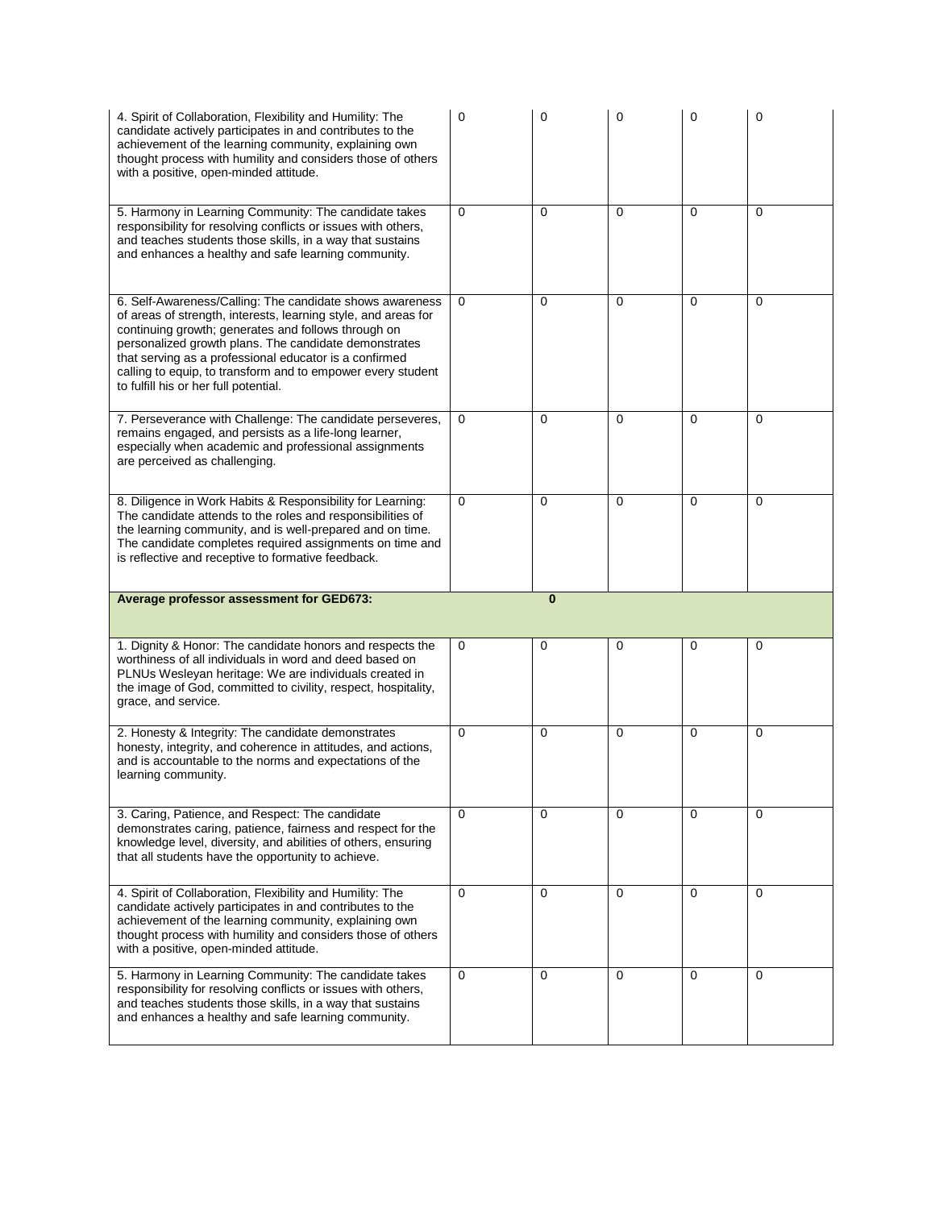| | | | | | |
|---|---|---|---|---|---|
| 4. Spirit of Collaboration, Flexibility and Humility: The candidate actively participates in and contributes to the achievement of the learning community, explaining own thought process with humility and considers those of others with a positive, open-minded attitude. | 0 | 0 | 0 | 0 | 0 |
| 5. Harmony in Learning Community: The candidate takes responsibility for resolving conflicts or issues with others, and teaches students those skills, in a way that sustains and enhances a healthy and safe learning community. | 0 | 0 | 0 | 0 | 0 |
| 6. Self-Awareness/Calling: The candidate shows awareness of areas of strength, interests, learning style, and areas for continuing growth; generates and follows through on personalized growth plans. The candidate demonstrates that serving as a professional educator is a confirmed calling to equip, to transform and to empower every student to fulfill his or her full potential. | 0 | 0 | 0 | 0 | 0 |
| 7. Perseverance with Challenge: The candidate perseveres, remains engaged, and persists as a life-long learner, especially when academic and professional assignments are perceived as challenging. | 0 | 0 | 0 | 0 | 0 |
| 8. Diligence in Work Habits & Responsibility for Learning: The candidate attends to the roles and responsibilities of the learning community, and is well-prepared and on time. The candidate completes required assignments on time and is reflective and receptive to formative feedback. | 0 | 0 | 0 | 0 | 0 |
| **Average professor assessment for GED673:** | | **0** | | | |
| 1. Dignity & Honor: The candidate honors and respects the worthiness of all individuals in word and deed based on PLNUs Wesleyan heritage: We are individuals created in the image of God, committed to civility, respect, hospitality, grace, and service. | 0 | 0 | 0 | 0 | 0 |
| 2. Honesty & Integrity: The candidate demonstrates honesty, integrity, and coherence in attitudes, and actions, and is accountable to the norms and expectations of the learning community. | 0 | 0 | 0 | 0 | 0 |
| 3. Caring, Patience, and Respect: The candidate demonstrates caring, patience, fairness and respect for the knowledge level, diversity, and abilities of others, ensuring that all students have the opportunity to achieve. | 0 | 0 | 0 | 0 | 0 |
| 4. Spirit of Collaboration, Flexibility and Humility: The candidate actively participates in and contributes to the achievement of the learning community, explaining own thought process with humility and considers those of others with a positive, open-minded attitude. | 0 | 0 | 0 | 0 | 0 |
| 5. Harmony in Learning Community: The candidate takes responsibility for resolving conflicts or issues with others, and teaches students those skills, in a way that sustains and enhances a healthy and safe learning community. | 0 | 0 | 0 | 0 | 0 |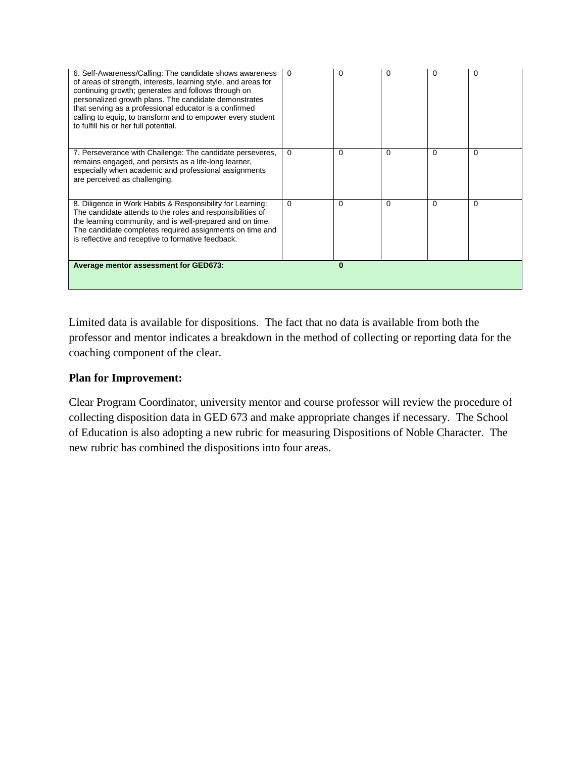| | | | | | |
|---|---|---|---|---|---|
| 6. Self-Awareness/Calling: The candidate shows awareness of areas of strength, interests, learning style, and areas for continuing growth; generates and follows through on personalized growth plans. The candidate demonstrates that serving as a professional educator is a confirmed calling to equip, to transform and to empower every student to fulfill his or her full potential. | 0 | 0 | 0 | 0 | 0 |
| 7. Perseverance with Challenge: The candidate perseveres, remains engaged, and persists as a life-long learner, especially when academic and professional assignments are perceived as challenging. | 0 | 0 | 0 | 0 | 0 |
| 8. Diligence in Work Habits & Responsibility for Learning: The candidate attends to the roles and responsibilities of the learning community, and is well-prepared and on time. The candidate completes required assignments on time and is reflective and receptive to formative feedback. | 0 | 0 | 0 | 0 | 0 |
| **Average mentor assessment for GED673:** | | **0** | | | |

Limited data is available for dispositions. The fact that no data is available from both the professor and mentor indicates a breakdown in the method of collecting or reporting data for the coaching component of the clear.

**Plan for Improvement:**

Clear Program Coordinator, university mentor and course professor will review the procedure of collecting disposition data in GED 673 and make appropriate changes if necessary. The School of Education is also adopting a new rubric for measuring Dispositions of Noble Character. The new rubric has combined the dispositions into four areas.